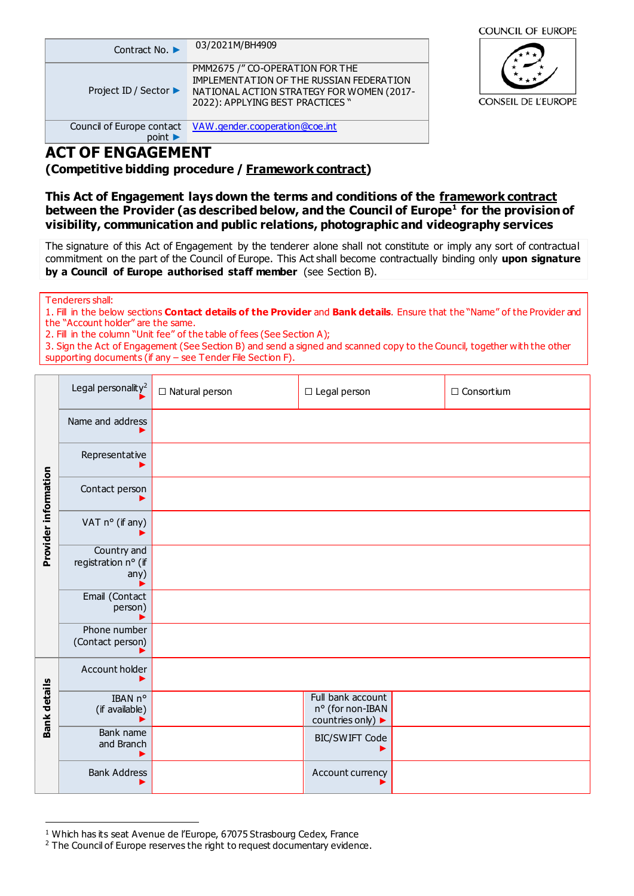COUNCIL OF EUROPE

CONSEIL DE L'EUROPE

| Contract No. ▶ | 03/2021M/BH4909 |
|---|---|
| Project ID / Sector ▶ | PMM2675 /" CO-OPERATION FOR THE IMPLEMENTATION OF THE RUSSIAN FEDERATION NATIONAL ACTION STRATEGY FOR WOMEN (2017-2022): APPLYING BEST PRACTICES " |
| Council of Europe contact point ▶ | VAW.gender.cooperation@coe.int |

# ACT OF ENGAGEMENT

**(Competitive bidding procedure / Framework contract)**

**This Act of Engagement lays down the terms and conditions of the framework contract between the Provider (as described below, and the Council of Europe[1] for the provision of visibility, communication and public relations, photographic and videography services**

The signature of this Act of Engagement by the tenderer alone shall not constitute or imply any sort of contractual commitment on the part of the Council of Europe. This Act shall become contractually binding only **upon signature by a Council of Europe authorised staff member** (see Section B).

Tenderers shall:
1. Fill in the below sections **Contact details of the Provider** and **Bank details**. Ensure that the "Name" of the Provider and the "Account holder" are the same.
2. Fill in the column "Unit fee" of the table of fees (See Section A);
3. Sign the Act of Engagement (See Section B) and send a signed and scanned copy to the Council, together with the other supporting documents (if any – see Tender File Section F).

| | | | | | |
|---|---|---|---|---|---|
| **Provider information** | Legal personality[2] ▶ | ☐ Natural person | | ☐ Legal person | ☐ Consortium |
| | Name and address ▶ | | | | |
| | Representative ▶ | | | | |
| | Contact person ▶ | | | | |
| | VAT n° (if any) ▶ | | | | |
| | Country and registration n° (if any) ▶ | | | | |
| | Email (Contact person) ▶ | | | | |
| | Phone number (Contact person) ▶ | | | | |
| **Bank details** | Account holder ▶ | | | | |
| | IBAN n° (if available) ▶ | | Full bank account n° (for non-IBAN countries only) ▶ | | |
| | Bank name and Branch ▶ | | BIC/SWIFT Code ▶ | | |
| | Bank Address ▶ | | Account currency ▶ | | |

---

[1] Which has its seat Avenue de l'Europe, 67075 Strasbourg Cedex, France

[2] The Council of Europe reserves the right to request documentary evidence.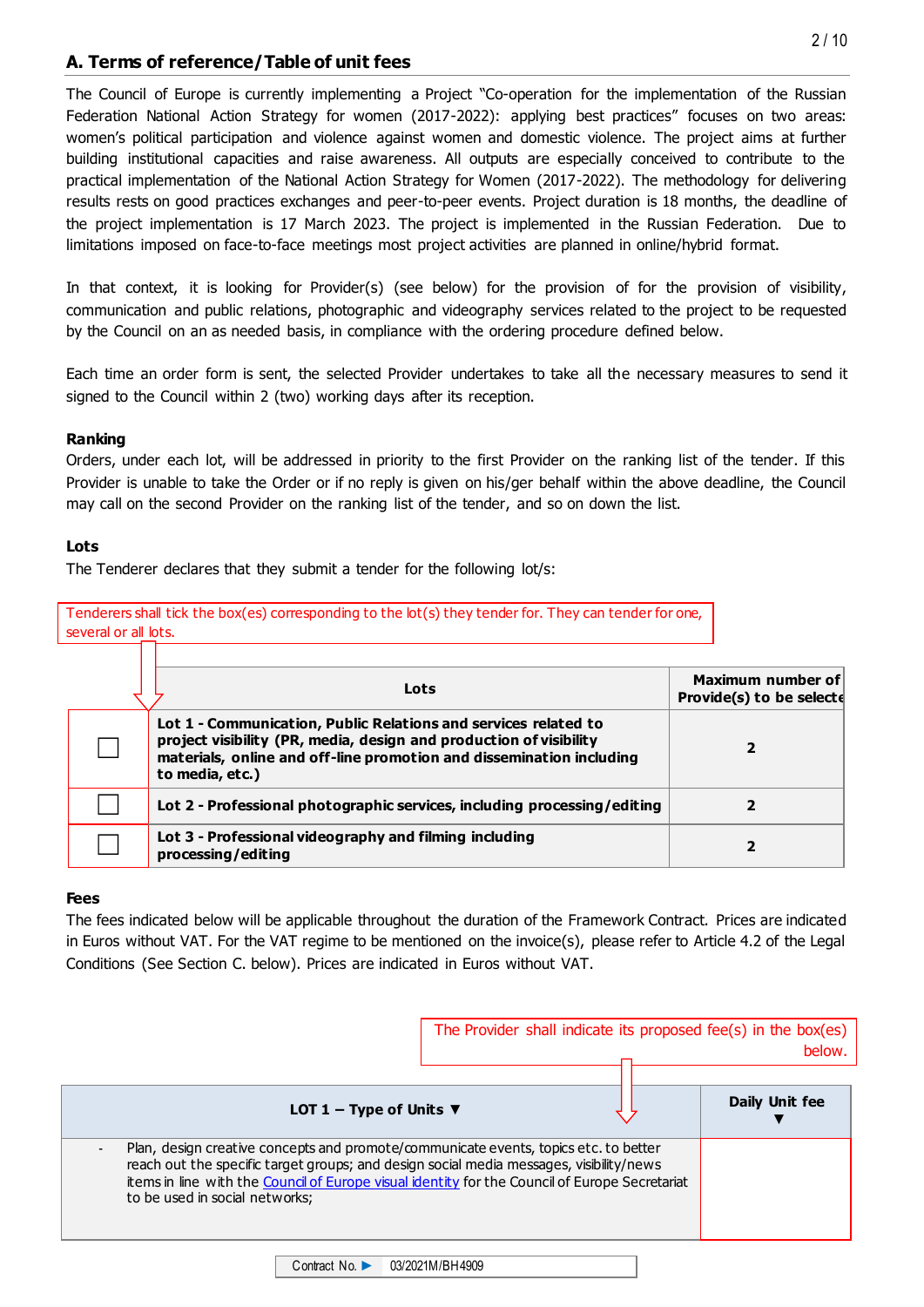## A. Terms of reference/Table of unit fees

The Council of Europe is currently implementing a Project "Co-operation for the implementation of the Russian Federation National Action Strategy for women (2017-2022): applying best practices" focuses on two areas: women's political participation and violence against women and domestic violence. The project aims at further building institutional capacities and raise awareness. All outputs are especially conceived to contribute to the practical implementation of the National Action Strategy for Women (2017-2022). The methodology for delivering results rests on good practices exchanges and peer-to-peer events. Project duration is 18 months, the deadline of the project implementation is 17 March 2023. The project is implemented in the Russian Federation. Due to limitations imposed on face-to-face meetings most project activities are planned in online/hybrid format.

In that context, it is looking for Provider(s) (see below) for the provision of for the provision of visibility, communication and public relations, photographic and videography services related to the project to be requested by the Council on an as needed basis, in compliance with the ordering procedure defined below.

Each time an order form is sent, the selected Provider undertakes to take all the necessary measures to send it signed to the Council within 2 (two) working days after its reception.

**Ranking**

Orders, under each lot, will be addressed in priority to the first Provider on the ranking list of the tender. If this Provider is unable to take the Order or if no reply is given on his/ger behalf within the above deadline, the Council may call on the second Provider on the ranking list of the tender, and so on down the list.

**Lots**

The Tenderer declares that they submit a tender for the following lot/s:

Tenderers shall tick the box(es) corresponding to the lot(s) they tender for. They can tender for one, several or all lots.

| | Lots | Maximum number of Provide(s) to be selected |
|---|---|---|
| ☐ | **Lot 1 - Communication, Public Relations and services related to project visibility (PR, media, design and production of visibility materials, online and off-line promotion and dissemination including to media, etc.)** | **2** |
| ☐ | **Lot 2 - Professional photographic services, including processing/editing** | **2** |
| ☐ | **Lot 3 - Professional videography and filming including processing/editing** | **2** |

**Fees**

The fees indicated below will be applicable throughout the duration of the Framework Contract. Prices are indicated in Euros without VAT. For the VAT regime to be mentioned on the invoice(s), please refer to Article 4.2 of the Legal Conditions (See Section C. below). Prices are indicated in Euros without VAT.

The Provider shall indicate its proposed fee(s) in the box(es) below.

| LOT 1 – Type of Units ▼ | Daily Unit fee ▼ |
|---|---|
| - Plan, design creative concepts and promote/communicate events, topics etc. to better reach out the specific target groups; and design social media messages, visibility/news items in line with the Council of Europe visual identity for the Council of Europe Secretariat to be used in social networks; | |

Contract No. ► 03/2021M/BH4909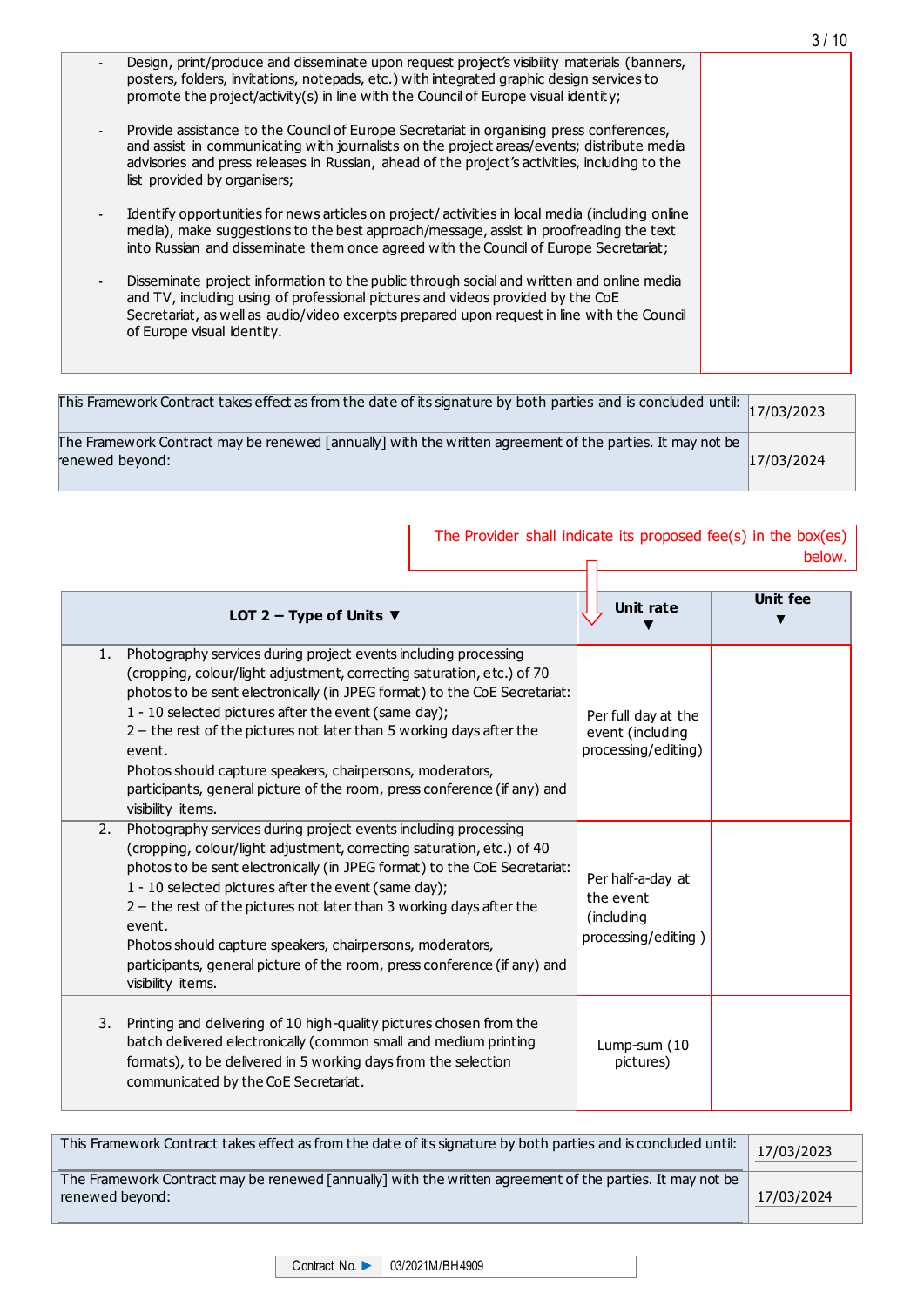| | |
|---|---|
| - Design, print/produce and disseminate upon request project's visibility materials (banners, posters, folders, invitations, notepads, etc.) with integrated graphic design services to promote the project/activity(s) in line with the Council of Europe visual identity;<br><br>- Provide assistance to the Council of Europe Secretariat in organising press conferences, and assist in communicating with journalists on the project areas/events; distribute media advisories and press releases in Russian, ahead of the project's activities, including to the list provided by organisers;<br><br>- Identify opportunities for news articles on project/ activities in local media (including online media), make suggestions to the best approach/message, assist in proofreading the text into Russian and disseminate them once agreed with the Council of Europe Secretariat;<br><br>- Disseminate project information to the public through social and written and online media and TV, including using of professional pictures and videos provided by the CoE Secretariat, as well as audio/video excerpts prepared upon request in line with the Council of Europe visual identity. | |

| | |
|---|---|
| This Framework Contract takes effect as from the date of its signature by both parties and is concluded until: | 17/03/2023 |
| The Framework Contract may be renewed [annually] with the written agreement of the parties. It may not be renewed beyond: | 17/03/2024 |

The Provider shall indicate its proposed fee(s) in the box(es) below.

| LOT 2 – Type of Units ▼ | Unit rate ▼ | Unit fee ▼ |
|---|---|---|
| 1. Photography services during project events including processing (cropping, colour/light adjustment, correcting saturation, etc.) of 70 photos to be sent electronically (in JPEG format) to the CoE Secretariat:<br>1 - 10 selected pictures after the event (same day);<br>2 – the rest of the pictures not later than 5 working days after the event.<br>Photos should capture speakers, chairpersons, moderators, participants, general picture of the room, press conference (if any) and visibility items. | Per full day at the event (including processing/editing) | |
| 2. Photography services during project events including processing (cropping, colour/light adjustment, correcting saturation, etc.) of 40 photos to be sent electronically (in JPEG format) to the CoE Secretariat:<br>1 - 10 selected pictures after the event (same day);<br>2 – the rest of the pictures not later than 3 working days after the event.<br>Photos should capture speakers, chairpersons, moderators, participants, general picture of the room, press conference (if any) and visibility items. | Per half-a-day at the event (including processing/editing ) | |
| 3. Printing and delivering of 10 high-quality pictures chosen from the batch delivered electronically (common small and medium printing formats), to be delivered in 5 working days from the selection communicated by the CoE Secretariat. | Lump-sum (10 pictures) | |

| | |
|---|---|
| This Framework Contract takes effect as from the date of its signature by both parties and is concluded until: | 17/03/2023 |
| The Framework Contract may be renewed [annually] with the written agreement of the parties. It may not be renewed beyond: | 17/03/2024 |

Contract No. ▶ 03/2021M/BH4909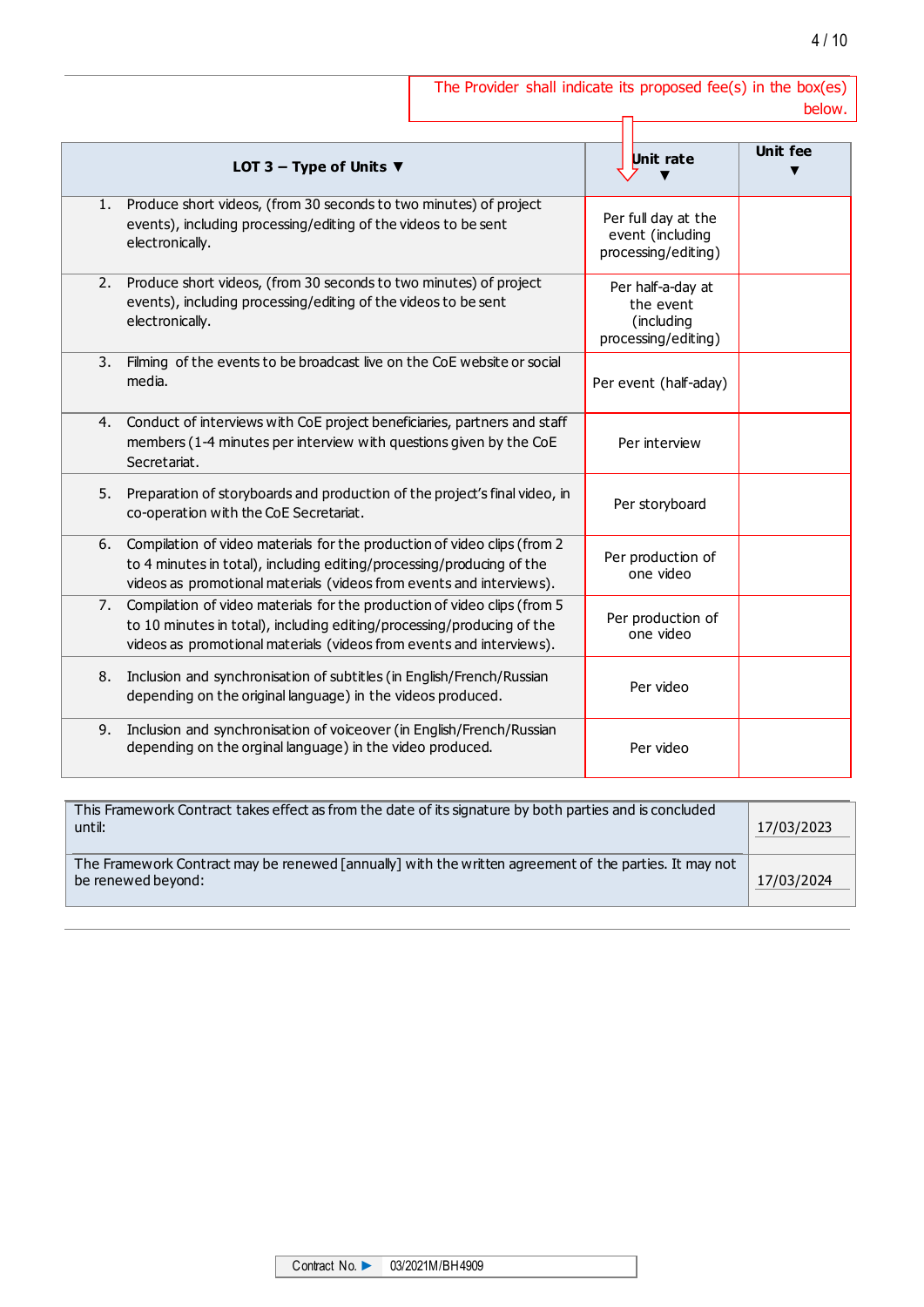The Provider shall indicate its proposed fee(s) in the box(es) below.

| LOT 3 – Type of Units ▼ | Unit rate ▼ | Unit fee ▼ |
|---|---|---|
| 1. Produce short videos, (from 30 seconds to two minutes) of project events), including processing/editing of the videos to be sent electronically. | Per full day at the event (including processing/editing) | |
| 2. Produce short videos, (from 30 seconds to two minutes) of project events), including processing/editing of the videos to be sent electronically. | Per half-a-day at the event (including processing/editing) | |
| 3. Filming of the events to be broadcast live on the CoE website or social media. | Per event (half-aday) | |
| 4. Conduct of interviews with CoE project beneficiaries, partners and staff members (1-4 minutes per interview with questions given by the CoE Secretariat. | Per interview | |
| 5. Preparation of storyboards and production of the project's final video, in co-operation with the CoE Secretariat. | Per storyboard | |
| 6. Compilation of video materials for the production of video clips (from 2 to 4 minutes in total), including editing/processing/producing of the videos as promotional materials (videos from events and interviews). | Per production of one video | |
| 7. Compilation of video materials for the production of video clips (from 5 to 10 minutes in total), including editing/processing/producing of the videos as promotional materials (videos from events and interviews). | Per production of one video | |
| 8. Inclusion and synchronisation of subtitles (in English/French/Russian depending on the original language) in the videos produced. | Per video | |
| 9. Inclusion and synchronisation of voiceover (in English/French/Russian depending on the orginal language) in the video produced. | Per video | |

| | |
|---|---|
| This Framework Contract takes effect as from the date of its signature by both parties and is concluded until: | 17/03/2023 |
| The Framework Contract may be renewed [annually] with the written agreement of the parties. It may not be renewed beyond: | 17/03/2024 |

Contract No. ► 03/2021M/BH4909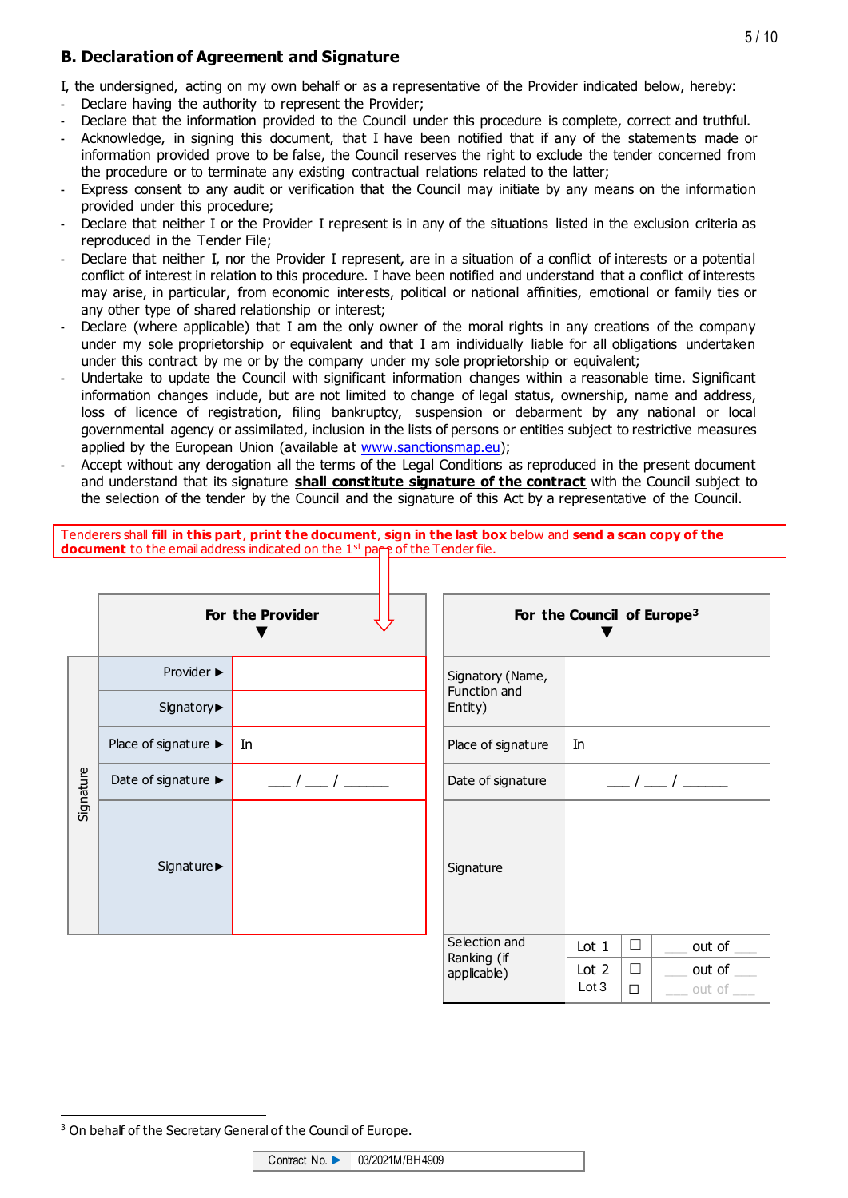## B. Declaration of Agreement and Signature

I, the undersigned, acting on my own behalf or as a representative of the Provider indicated below, hereby:

- Declare having the authority to represent the Provider;
- Declare that the information provided to the Council under this procedure is complete, correct and truthful.
- Acknowledge, in signing this document, that I have been notified that if any of the statements made or information provided prove to be false, the Council reserves the right to exclude the tender concerned from the procedure or to terminate any existing contractual relations related to the latter;
- Express consent to any audit or verification that the Council may initiate by any means on the information provided under this procedure;
- Declare that neither I or the Provider I represent is in any of the situations listed in the exclusion criteria as reproduced in the Tender File;
- Declare that neither I, nor the Provider I represent, are in a situation of a conflict of interests or a potential conflict of interest in relation to this procedure. I have been notified and understand that a conflict of interests may arise, in particular, from economic interests, political or national affinities, emotional or family ties or any other type of shared relationship or interest;
- Declare (where applicable) that I am the only owner of the moral rights in any creations of the company under my sole proprietorship or equivalent and that I am individually liable for all obligations undertaken under this contract by me or by the company under my sole proprietorship or equivalent;
- Undertake to update the Council with significant information changes within a reasonable time. Significant information changes include, but are not limited to change of legal status, ownership, name and address, loss of licence of registration, filing bankruptcy, suspension or debarment by any national or local governmental agency or assimilated, inclusion in the lists of persons or entities subject to restrictive measures applied by the European Union (available at www.sanctionsmap.eu);
- Accept without any derogation all the terms of the Legal Conditions as reproduced in the present document and understand that its signature **shall constitute signature of the contract** with the Council subject to the selection of the tender by the Council and the signature of this Act by a representative of the Council.

Tenderers shall **fill in this part**, **print the document**, **sign in the last box** below and **send a scan copy of the document** to the email address indicated on the 1st page of the Tender file.

| | For the Provider | |
|---|---|---|
| Signature | Provider ► | |
| | Signatory ► | |
| | Place of signature ► | In |
| | Date of signature ► | \_\_\_ / \_\_\_ / \_\_\_\_\_\_ |
| | Signature ► | |

| For the Council of Europe[3] | | | |
|---|---|---|---|
| Signatory (Name, Function and Entity) | | | |
| Place of signature | In | | |
| Date of signature | \_\_\_ / \_\_\_ / \_\_\_\_\_\_ | | |
| Signature | | | |
| Selection and Ranking (if applicable) | Lot 1 | ☐ | \_\_\_ out of \_\_\_ |
| | Lot 2 | ☐ | \_\_\_ out of \_\_\_ |
| | Lot 3 | ☐ | \_\_\_ out of \_\_\_ |

[3] On behalf of the Secretary General of the Council of Europe.

Contract No. ► 03/2021M/BH4909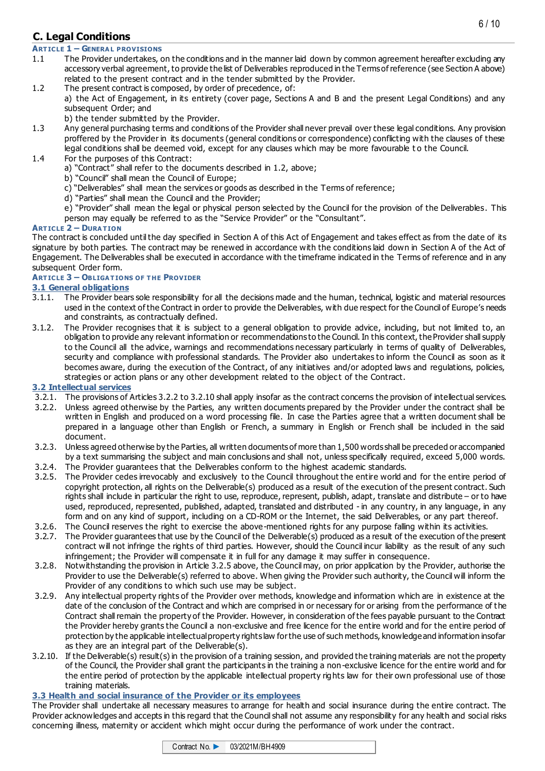## C. Legal Conditions

### Article 1 – General provisions

1.1 The Provider undertakes, on the conditions and in the manner laid down by common agreement hereafter excluding any accessory verbal agreement, to provide the list of Deliverables reproduced in the Terms of reference (see Section A above) related to the present contract and in the tender submitted by the Provider.

1.2 The present contract is composed, by order of precedence, of:
a) the Act of Engagement, in its entirety (cover page, Sections A and B and the present Legal Conditions) and any subsequent Order; and
b) the tender submitted by the Provider.

1.3 Any general purchasing terms and conditions of the Provider shall never prevail over these legal conditions. Any provision proffered by the Provider in its documents (general conditions or correspondence) conflicting with the clauses of these legal conditions shall be deemed void, except for any clauses which may be more favourable to the Council.

1.4 For the purposes of this Contract:
a) "Contract" shall refer to the documents described in 1.2, above;
b) "Council" shall mean the Council of Europe;
c) "Deliverables" shall mean the services or goods as described in the Terms of reference;
d) "Parties" shall mean the Council and the Provider;
e) "Provider" shall mean the legal or physical person selected by the Council for the provision of the Deliverables. This person may equally be referred to as the "Service Provider" or the "Consultant".

### Article 2 – Duration

The contract is concluded until the day specified in Section A of this Act of Engagement and takes effect as from the date of its signature by both parties. The contract may be renewed in accordance with the conditions laid down in Section A of the Act of Engagement. The Deliverables shall be executed in accordance with the timeframe indicated in the Terms of reference and in any subsequent Order form.

### Article 3 – Obligations of the Provider

#### 3.1 General obligations

3.1.1. The Provider bears sole responsibility for all the decisions made and the human, technical, logistic and material resources used in the context of the Contract in order to provide the Deliverables, with due respect for the Council of Europe's needs and constraints, as contractually defined.

3.1.2. The Provider recognises that it is subject to a general obligation to provide advice, including, but not limited to, an obligation to provide any relevant information or recommendations to the Council. In this context, the Provider shall supply to the Council all the advice, warnings and recommendations necessary particularly in terms of quality of Deliverables, security and compliance with professional standards. The Provider also undertakes to inform the Council as soon as it becomes aware, during the execution of the Contract, of any initiatives and/or adopted laws and regulations, policies, strategies or action plans or any other development related to the object of the Contract.

#### 3.2 Intellectual services

3.2.1. The provisions of Articles 3.2.2 to 3.2.10 shall apply insofar as the contract concerns the provision of intellectual services.

3.2.2. Unless agreed otherwise by the Parties, any written documents prepared by the Provider under the contract shall be written in English and produced on a word processing file. In case the Parties agree that a written document shall be prepared in a language other than English or French, a summary in English or French shall be included in the said document.

3.2.3. Unless agreed otherwise by the Parties, all written documents of more than 1,500 words shall be preceded or accompanied by a text summarising the subject and main conclusions and shall not, unless specifically required, exceed 5,000 words.

3.2.4. The Provider guarantees that the Deliverables conform to the highest academic standards.

3.2.5. The Provider cedes irrevocably and exclusively to the Council throughout the entire world and for the entire period of copyright protection, all rights on the Deliverable(s) produced as a result of the execution of the present contract. Such rights shall include in particular the right to use, reproduce, represent, publish, adapt, translate and distribute – or to have used, reproduced, represented, published, adapted, translated and distributed - in any country, in any language, in any form and on any kind of support, including on a CD-ROM or the Internet, the said Deliverables, or any part thereof.

3.2.6. The Council reserves the right to exercise the above-mentioned rights for any purpose falling within its activities.

3.2.7. The Provider guarantees that use by the Council of the Deliverable(s) produced as a result of the execution of the present contract will not infringe the rights of third parties. However, should the Council incur liability as the result of any such infringement; the Provider will compensate it in full for any damage it may suffer in consequence.

3.2.8. Notwithstanding the provision in Article 3.2.5 above, the Council may, on prior application by the Provider, authorise the Provider to use the Deliverable(s) referred to above. When giving the Provider such authority, the Council will inform the Provider of any conditions to which such use may be subject.

3.2.9. Any intellectual property rights of the Provider over methods, knowledge and information which are in existence at the date of the conclusion of the Contract and which are comprised in or necessary for or arising from the performance of the Contract shall remain the property of the Provider. However, in consideration of the fees payable pursuant to the Contract the Provider hereby grants the Council a non-exclusive and free licence for the entire world and for the entire period of protection by the applicable intellectual property rights law for the use of such methods, knowledge and information insofar as they are an integral part of the Deliverable(s).

3.2.10. If the Deliverable(s) result(s) in the provision of a training session, and provided the training materials are not the property of the Council, the Provider shall grant the participants in the training a non-exclusive licence for the entire world and for the entire period of protection by the applicable intellectual property rights law for their own professional use of those training materials.

#### 3.3 Health and social insurance of the Provider or its employees

The Provider shall undertake all necessary measures to arrange for health and social insurance during the entire contract. The Provider acknowledges and accepts in this regard that the Council shall not assume any responsibility for any health and social risks concerning illness, maternity or accident which might occur during the performance of work under the contract.

Contract No. ► 03/2021M/BH4909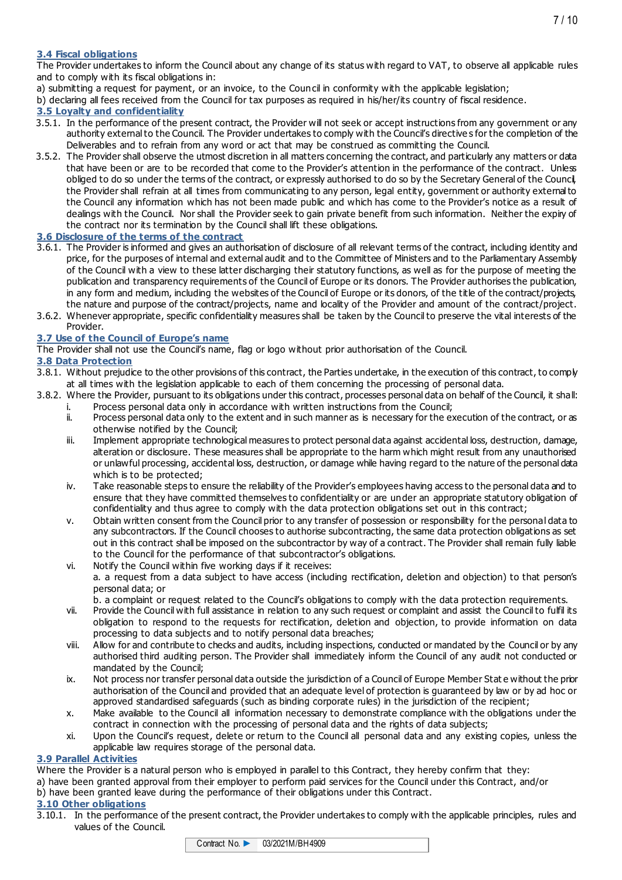### 3.4 Fiscal obligations

The Provider undertakes to inform the Council about any change of its status with regard to VAT, to observe all applicable rules and to comply with its fiscal obligations in:

a) submitting a request for payment, or an invoice, to the Council in conformity with the applicable legislation;

b) declaring all fees received from the Council for tax purposes as required in his/her/its country of fiscal residence.

### 3.5 Loyalty and confidentiality

3.5.1. In the performance of the present contract, the Provider will not seek or accept instructions from any government or any authority external to the Council. The Provider undertakes to comply with the Council's directives for the completion of the Deliverables and to refrain from any word or act that may be construed as committing the Council.

3.5.2. The Provider shall observe the utmost discretion in all matters concerning the contract, and particularly any matters or data that have been or are to be recorded that come to the Provider's attention in the performance of the contract. Unless obliged to do so under the terms of the contract, or expressly authorised to do so by the Secretary General of the Council, the Provider shall refrain at all times from communicating to any person, legal entity, government or authority external to the Council any information which has not been made public and which has come to the Provider's notice as a result of dealings with the Council. Nor shall the Provider seek to gain private benefit from such information. Neither the expiry of the contract nor its termination by the Council shall lift these obligations.

### 3.6 Disclosure of the terms of the contract

3.6.1. The Provider is informed and gives an authorisation of disclosure of all relevant terms of the contract, including identity and price, for the purposes of internal and external audit and to the Committee of Ministers and to the Parliamentary Assembly of the Council with a view to these latter discharging their statutory functions, as well as for the purpose of meeting the publication and transparency requirements of the Council of Europe or its donors. The Provider authorises the publication, in any form and medium, including the websites of the Council of Europe or its donors, of the title of the contract/projects, the nature and purpose of the contract/projects, name and locality of the Provider and amount of the contract/project.

3.6.2. Whenever appropriate, specific confidentiality measures shall be taken by the Council to preserve the vital interests of the Provider.

### 3.7 Use of the Council of Europe's name

The Provider shall not use the Council's name, flag or logo without prior authorisation of the Council.

### 3.8 Data Protection

3.8.1. Without prejudice to the other provisions of this contract, the Parties undertake, in the execution of this contract, to comply at all times with the legislation applicable to each of them concerning the processing of personal data.

3.8.2. Where the Provider, pursuant to its obligations under this contract, processes personal data on behalf of the Council, it shall:

i. Process personal data only in accordance with written instructions from the Council;

ii. Process personal data only to the extent and in such manner as is necessary for the execution of the contract, or as otherwise notified by the Council;

iii. Implement appropriate technological measures to protect personal data against accidental loss, destruction, damage, alteration or disclosure. These measures shall be appropriate to the harm which might result from any unauthorised or unlawful processing, accidental loss, destruction, or damage while having regard to the nature of the personal data which is to be protected;

iv. Take reasonable steps to ensure the reliability of the Provider's employees having access to the personal data and to ensure that they have committed themselves to confidentiality or are under an appropriate statutory obligation of confidentiality and thus agree to comply with the data protection obligations set out in this contract;

v. Obtain written consent from the Council prior to any transfer of possession or responsibility for the personal data to any subcontractors. If the Council chooses to authorise subcontracting, the same data protection obligations as set out in this contract shall be imposed on the subcontractor by way of a contract. The Provider shall remain fully liable to the Council for the performance of that subcontractor's obligations.

vi. Notify the Council within five working days if it receives:

a. a request from a data subject to have access (including rectification, deletion and objection) to that person's personal data; or

b. a complaint or request related to the Council's obligations to comply with the data protection requirements.

vii. Provide the Council with full assistance in relation to any such request or complaint and assist the Council to fulfil its obligation to respond to the requests for rectification, deletion and objection, to provide information on data processing to data subjects and to notify personal data breaches;

viii. Allow for and contribute to checks and audits, including inspections, conducted or mandated by the Council or by any authorised third auditing person. The Provider shall immediately inform the Council of any audit not conducted or mandated by the Council;

ix. Not process nor transfer personal data outside the jurisdiction of a Council of Europe Member State without the prior authorisation of the Council and provided that an adequate level of protection is guaranteed by law or by ad hoc or approved standardised safeguards (such as binding corporate rules) in the jurisdiction of the recipient;

x. Make available to the Council all information necessary to demonstrate compliance with the obligations under the contract in connection with the processing of personal data and the rights of data subjects;

xi. Upon the Council's request, delete or return to the Council all personal data and any existing copies, unless the applicable law requires storage of the personal data.

### 3.9 Parallel Activities

Where the Provider is a natural person who is employed in parallel to this Contract, they hereby confirm that they:

a) have been granted approval from their employer to perform paid services for the Council under this Contract, and/or

b) have been granted leave during the performance of their obligations under this Contract.

### 3.10 Other obligations

3.10.1. In the performance of the present contract, the Provider undertakes to comply with the applicable principles, rules and values of the Council.

Contract No. ► 03/2021M/BH4909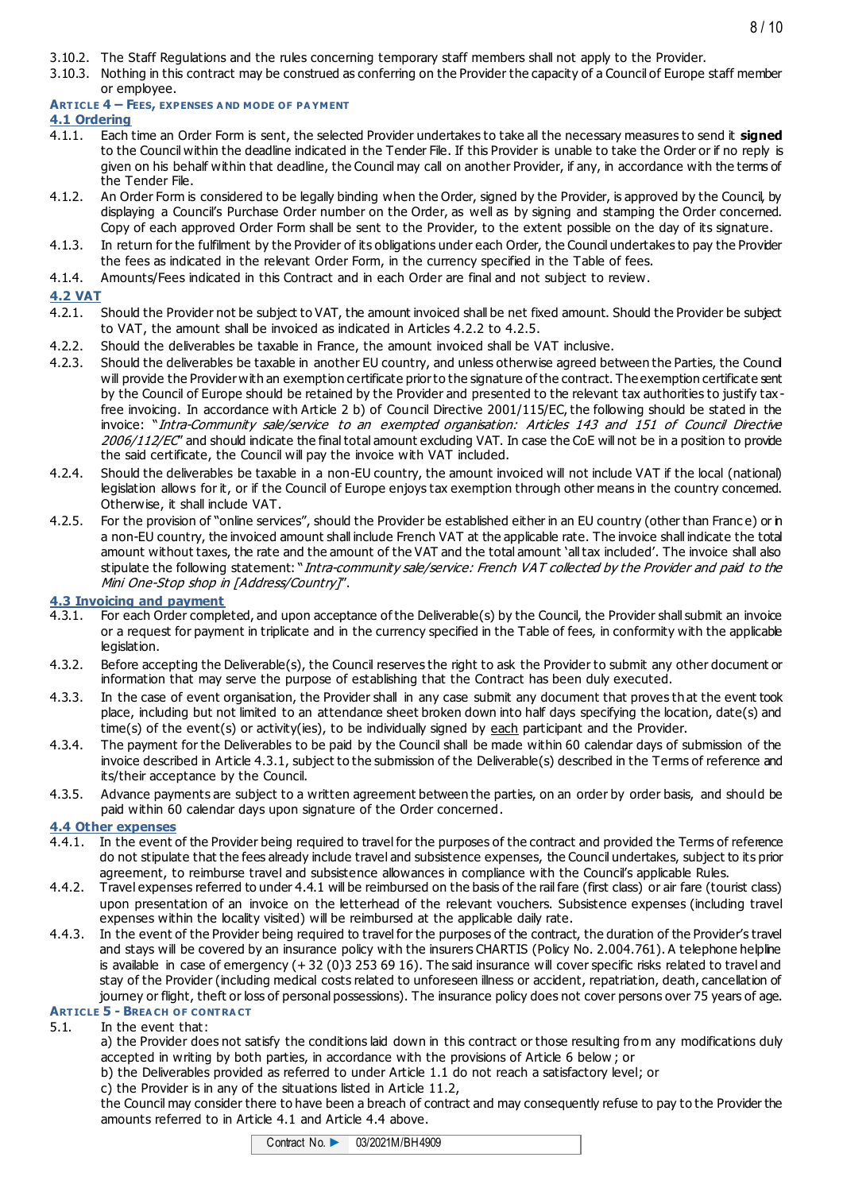3.10.2. The Staff Regulations and the rules concerning temporary staff members shall not apply to the Provider.

3.10.3. Nothing in this contract may be construed as conferring on the Provider the capacity of a Council of Europe staff member or employee.

### ARTICLE 4 – FEES, EXPENSES AND MODE OF PAYMENT

#### 4.1 Ordering

4.1.1. Each time an Order Form is sent, the selected Provider undertakes to take all the necessary measures to send it **signed** to the Council within the deadline indicated in the Tender File. If this Provider is unable to take the Order or if no reply is given on his behalf within that deadline, the Council may call on another Provider, if any, in accordance with the terms of the Tender File.

4.1.2. An Order Form is considered to be legally binding when the Order, signed by the Provider, is approved by the Council, by displaying a Council's Purchase Order number on the Order, as well as by signing and stamping the Order concerned. Copy of each approved Order Form shall be sent to the Provider, to the extent possible on the day of its signature.

4.1.3. In return for the fulfilment by the Provider of its obligations under each Order, the Council undertakes to pay the Provider the fees as indicated in the relevant Order Form, in the currency specified in the Table of fees.

4.1.4. Amounts/Fees indicated in this Contract and in each Order are final and not subject to review.

#### 4.2 VAT

4.2.1. Should the Provider not be subject to VAT, the amount invoiced shall be net fixed amount. Should the Provider be subject to VAT, the amount shall be invoiced as indicated in Articles 4.2.2 to 4.2.5.

4.2.2. Should the deliverables be taxable in France, the amount invoiced shall be VAT inclusive.

4.2.3. Should the deliverables be taxable in another EU country, and unless otherwise agreed between the Parties, the Council will provide the Provider with an exemption certificate prior to the signature of the contract. The exemption certificate sent by the Council of Europe should be retained by the Provider and presented to the relevant tax authorities to justify tax-free invoicing. In accordance with Article 2 b) of Council Directive 2001/115/EC, the following should be stated in the invoice: "*Intra-Community sale/service to an exempted organisation: Articles 143 and 151 of Council Directive 2006/112/EC*" and should indicate the final total amount excluding VAT. In case the CoE will not be in a position to provide the said certificate, the Council will pay the invoice with VAT included.

4.2.4. Should the deliverables be taxable in a non-EU country, the amount invoiced will not include VAT if the local (national) legislation allows for it, or if the Council of Europe enjoys tax exemption through other means in the country concerned. Otherwise, it shall include VAT.

4.2.5. For the provision of "online services", should the Provider be established either in an EU country (other than France) or in a non-EU country, the invoiced amount shall include French VAT at the applicable rate. The invoice shall indicate the total amount without taxes, the rate and the amount of the VAT and the total amount 'all tax included'. The invoice shall also stipulate the following statement: "*Intra-community sale/service: French VAT collected by the Provider and paid to the Mini One-Stop shop in [Address/Country]*".

#### 4.3 Invoicing and payment

4.3.1. For each Order completed, and upon acceptance of the Deliverable(s) by the Council, the Provider shall submit an invoice or a request for payment in triplicate and in the currency specified in the Table of fees, in conformity with the applicable legislation.

4.3.2. Before accepting the Deliverable(s), the Council reserves the right to ask the Provider to submit any other document or information that may serve the purpose of establishing that the Contract has been duly executed.

4.3.3. In the case of event organisation, the Provider shall in any case submit any document that proves that the event took place, including but not limited to an attendance sheet broken down into half days specifying the location, date(s) and time(s) of the event(s) or activity(ies), to be individually signed by <u>each</u> participant and the Provider.

4.3.4. The payment for the Deliverables to be paid by the Council shall be made within 60 calendar days of submission of the invoice described in Article 4.3.1, subject to the submission of the Deliverable(s) described in the Terms of reference and its/their acceptance by the Council.

4.3.5. Advance payments are subject to a written agreement between the parties, on an order by order basis, and should be paid within 60 calendar days upon signature of the Order concerned.

#### 4.4 Other expenses

4.4.1. In the event of the Provider being required to travel for the purposes of the contract and provided the Terms of reference do not stipulate that the fees already include travel and subsistence expenses, the Council undertakes, subject to its prior agreement, to reimburse travel and subsistence allowances in compliance with the Council's applicable Rules.

4.4.2. Travel expenses referred to under 4.4.1 will be reimbursed on the basis of the rail fare (first class) or air fare (tourist class) upon presentation of an invoice on the letterhead of the relevant vouchers. Subsistence expenses (including travel expenses within the locality visited) will be reimbursed at the applicable daily rate.

4.4.3. In the event of the Provider being required to travel for the purposes of the contract, the duration of the Provider's travel and stays will be covered by an insurance policy with the insurers CHARTIS (Policy No. 2.004.761). A telephone helpline is available in case of emergency (+ 32 (0)3 253 69 16). The said insurance will cover specific risks related to travel and stay of the Provider (including medical costs related to unforeseen illness or accident, repatriation, death, cancellation of journey or flight, theft or loss of personal possessions). The insurance policy does not cover persons over 75 years of age.

### ARTICLE 5 - BREACH OF CONTRACT

5.1. In the event that:

a) the Provider does not satisfy the conditions laid down in this contract or those resulting from any modifications duly accepted in writing by both parties, in accordance with the provisions of Article 6 below; or

b) the Deliverables provided as referred to under Article 1.1 do not reach a satisfactory level; or

c) the Provider is in any of the situations listed in Article 11.2,

the Council may consider there to have been a breach of contract and may consequently refuse to pay to the Provider the amounts referred to in Article 4.1 and Article 4.4 above.

Contract No. ► 03/2021M/BH4909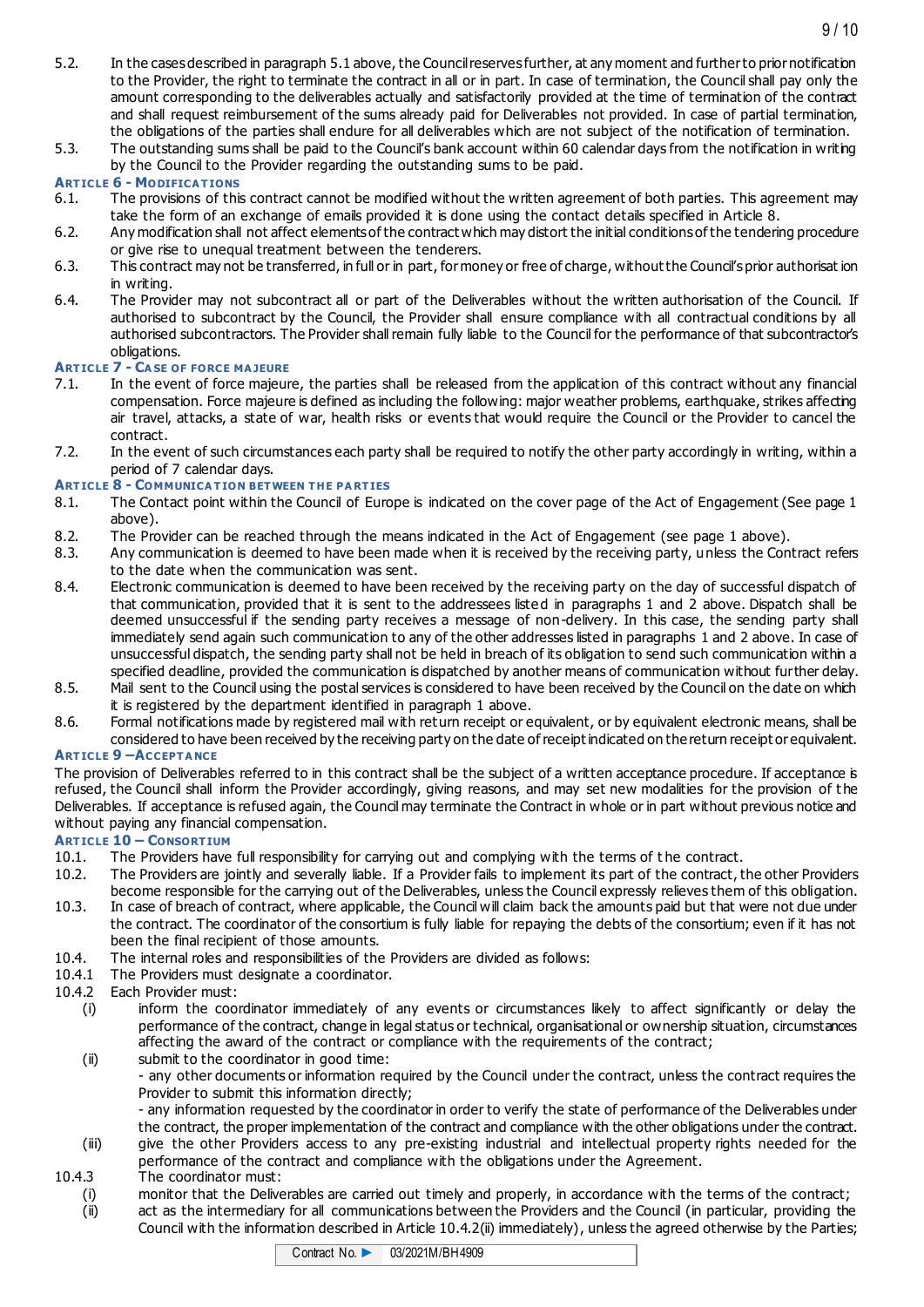5.2. In the cases described in paragraph 5.1 above, the Council reserves further, at any moment and further to prior notification to the Provider, the right to terminate the contract in all or in part. In case of termination, the Council shall pay only the amount corresponding to the deliverables actually and satisfactorily provided at the time of termination of the contract and shall request reimbursement of the sums already paid for Deliverables not provided. In case of partial termination, the obligations of the parties shall endure for all deliverables which are not subject of the notification of termination.

5.3. The outstanding sums shall be paid to the Council's bank account within 60 calendar days from the notification in writing by the Council to the Provider regarding the outstanding sums to be paid.

### ARTICLE 6 - MODIFICATIONS

6.1. The provisions of this contract cannot be modified without the written agreement of both parties. This agreement may take the form of an exchange of emails provided it is done using the contact details specified in Article 8.

6.2. Any modification shall not affect elements of the contract which may distort the initial conditions of the tendering procedure or give rise to unequal treatment between the tenderers.

6.3. This contract may not be transferred, in full or in part, for money or free of charge, without the Council's prior authorisation in writing.

6.4. The Provider may not subcontract all or part of the Deliverables without the written authorisation of the Council. If authorised to subcontract by the Council, the Provider shall ensure compliance with all contractual conditions by all authorised subcontractors. The Provider shall remain fully liable to the Council for the performance of that subcontractor's obligations.

### ARTICLE 7 - CASE OF FORCE MAJEURE

7.1. In the event of force majeure, the parties shall be released from the application of this contract without any financial compensation. Force majeure is defined as including the following: major weather problems, earthquake, strikes affecting air travel, attacks, a state of war, health risks or events that would require the Council or the Provider to cancel the contract.

7.2. In the event of such circumstances each party shall be required to notify the other party accordingly in writing, within a period of 7 calendar days.

### ARTICLE 8 - COMMUNICATION BETWEEN THE PARTIES

8.1. The Contact point within the Council of Europe is indicated on the cover page of the Act of Engagement (See page 1 above).

8.2. The Provider can be reached through the means indicated in the Act of Engagement (see page 1 above).

8.3. Any communication is deemed to have been made when it is received by the receiving party, unless the Contract refers to the date when the communication was sent.

8.4. Electronic communication is deemed to have been received by the receiving party on the day of successful dispatch of that communication, provided that it is sent to the addressees listed in paragraphs 1 and 2 above. Dispatch shall be deemed unsuccessful if the sending party receives a message of non-delivery. In this case, the sending party shall immediately send again such communication to any of the other addresses listed in paragraphs 1 and 2 above. In case of unsuccessful dispatch, the sending party shall not be held in breach of its obligation to send such communication within a specified deadline, provided the communication is dispatched by another means of communication without further delay.

8.5. Mail sent to the Council using the postal services is considered to have been received by the Council on the date on which it is registered by the department identified in paragraph 1 above.

8.6. Formal notifications made by registered mail with return receipt or equivalent, or by equivalent electronic means, shall be considered to have been received by the receiving party on the date of receipt indicated on the return receipt or equivalent.

### ARTICLE 9 –ACCEPTANCE

The provision of Deliverables referred to in this contract shall be the subject of a written acceptance procedure. If acceptance is refused, the Council shall inform the Provider accordingly, giving reasons, and may set new modalities for the provision of the Deliverables. If acceptance is refused again, the Council may terminate the Contract in whole or in part without previous notice and without paying any financial compensation.

### ARTICLE 10 – CONSORTIUM

10.1. The Providers have full responsibility for carrying out and complying with the terms of the contract.

10.2. The Providers are jointly and severally liable. If a Provider fails to implement its part of the contract, the other Providers become responsible for the carrying out of the Deliverables, unless the Council expressly relieves them of this obligation.

10.3. In case of breach of contract, where applicable, the Council will claim back the amounts paid but that were not due under the contract. The coordinator of the consortium is fully liable for repaying the debts of the consortium; even if it has not been the final recipient of those amounts.

10.4. The internal roles and responsibilities of the Providers are divided as follows:

10.4.1 The Providers must designate a coordinator.

10.4.2 Each Provider must:

(i) inform the coordinator immediately of any events or circumstances likely to affect significantly or delay the performance of the contract, change in legal status or technical, organisational or ownership situation, circumstances affecting the award of the contract or compliance with the requirements of the contract;

(ii) submit to the coordinator in good time:
- any other documents or information required by the Council under the contract, unless the contract requires the Provider to submit this information directly;
- any information requested by the coordinator in order to verify the state of performance of the Deliverables under the contract, the proper implementation of the contract and compliance with the other obligations under the contract.

(iii) give the other Providers access to any pre-existing industrial and intellectual property rights needed for the performance of the contract and compliance with the obligations under the Agreement.

10.4.3 The coordinator must:

(i) monitor that the Deliverables are carried out timely and properly, in accordance with the terms of the contract;

(ii) act as the intermediary for all communications between the Providers and the Council (in particular, providing the Council with the information described in Article 10.4.2(ii) immediately), unless the agreed otherwise by the Parties;

Contract No. ► 03/2021M/BH4909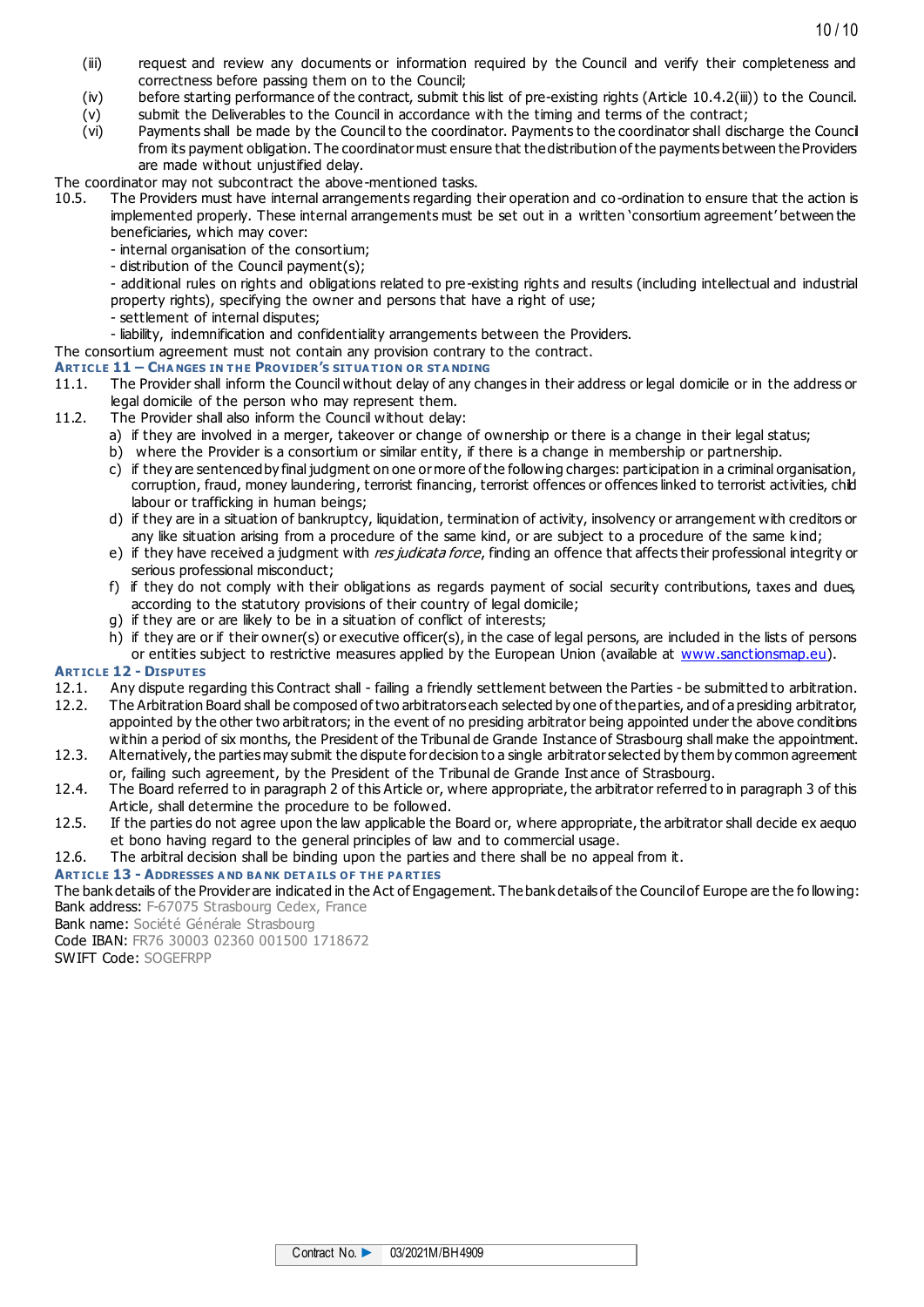(iii) request and review any documents or information required by the Council and verify their completeness and correctness before passing them on to the Council;

(iv) before starting performance of the contract, submit this list of pre-existing rights (Article 10.4.2(iii)) to the Council.

(v) submit the Deliverables to the Council in accordance with the timing and terms of the contract;

(vi) Payments shall be made by the Council to the coordinator. Payments to the coordinator shall discharge the Council from its payment obligation. The coordinator must ensure that the distribution of the payments between the Providers are made without unjustified delay.

The coordinator may not subcontract the above-mentioned tasks.

10.5. The Providers must have internal arrangements regarding their operation and co-ordination to ensure that the action is implemented properly. These internal arrangements must be set out in a written 'consortium agreement' between the beneficiaries, which may cover:

- internal organisation of the consortium;
- distribution of the Council payment(s);
- additional rules on rights and obligations related to pre-existing rights and results (including intellectual and industrial property rights), specifying the owner and persons that have a right of use;
- settlement of internal disputes;
- liability, indemnification and confidentiality arrangements between the Providers.

The consortium agreement must not contain any provision contrary to the contract.

## Article 11 – Changes in the Provider's situation or standing

11.1. The Provider shall inform the Council without delay of any changes in their address or legal domicile or in the address or legal domicile of the person who may represent them.

11.2. The Provider shall also inform the Council without delay:

a) if they are involved in a merger, takeover or change of ownership or there is a change in their legal status;
b) where the Provider is a consortium or similar entity, if there is a change in membership or partnership.
c) if they are sentenced by final judgment on one or more of the following charges: participation in a criminal organisation, corruption, fraud, money laundering, terrorist financing, terrorist offences or offences linked to terrorist activities, child labour or trafficking in human beings;
d) if they are in a situation of bankruptcy, liquidation, termination of activity, insolvency or arrangement with creditors or any like situation arising from a procedure of the same kind, or are subject to a procedure of the same kind;
e) if they have received a judgment with *res judicata force*, finding an offence that affects their professional integrity or serious professional misconduct;
f) if they do not comply with their obligations as regards payment of social security contributions, taxes and dues, according to the statutory provisions of their country of legal domicile;
g) if they are or are likely to be in a situation of conflict of interests;
h) if they are or if their owner(s) or executive officer(s), in the case of legal persons, are included in the lists of persons or entities subject to restrictive measures applied by the European Union (available at www.sanctionsmap.eu).

## Article 12 - Disputes

12.1. Any dispute regarding this Contract shall - failing a friendly settlement between the Parties - be submitted to arbitration.

12.2. The Arbitration Board shall be composed of two arbitrators each selected by one of the parties, and of a presiding arbitrator, appointed by the other two arbitrators; in the event of no presiding arbitrator being appointed under the above conditions within a period of six months, the President of the Tribunal de Grande Instance of Strasbourg shall make the appointment.

12.3. Alternatively, the parties may submit the dispute for decision to a single arbitrator selected by them by common agreement or, failing such agreement, by the President of the Tribunal de Grande Instance of Strasbourg.

12.4. The Board referred to in paragraph 2 of this Article or, where appropriate, the arbitrator referred to in paragraph 3 of this Article, shall determine the procedure to be followed.

12.5. If the parties do not agree upon the law applicable the Board or, where appropriate, the arbitrator shall decide ex aequo et bono having regard to the general principles of law and to commercial usage.

12.6. The arbitral decision shall be binding upon the parties and there shall be no appeal from it.

## Article 13 - Addresses and bank details of the parties

The bank details of the Provider are indicated in the Act of Engagement. The bank details of the Council of Europe are the following:

Bank address: F-67075 Strasbourg Cedex, France

Bank name: Société Générale Strasbourg

Code IBAN: FR76 30003 02360 001500 1718672

SWIFT Code: SOGEFRPP

Contract No. ► 03/2021M/BH4909